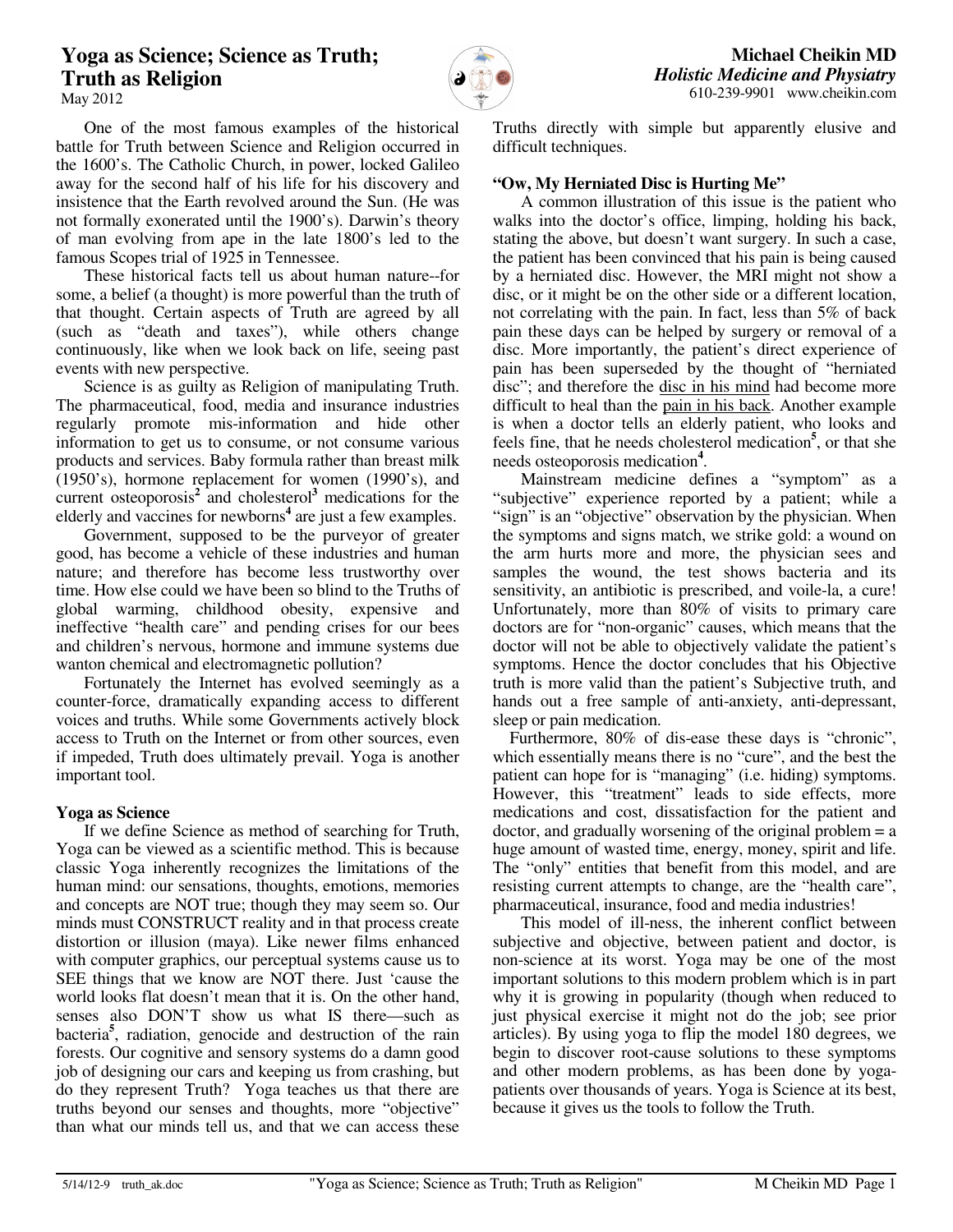# Yoga as Science; Science as Truth; Truth as Religion

May 2012

**Michael Cheikin MD**
***Holistic Medicine and Physiatry***
610-239-9901 www.cheikin.com

One of the most famous examples of the historical battle for Truth between Science and Religion occurred in the 1600's. The Catholic Church, in power, locked Galileo away for the second half of his life for his discovery and insistence that the Earth revolved around the Sun. (He was not formally exonerated until the 1900's). Darwin's theory of man evolving from ape in the late 1800's led to the famous Scopes trial of 1925 in Tennessee.

These historical facts tell us about human nature--for some, a belief (a thought) is more powerful than the truth of that thought. Certain aspects of Truth are agreed by all (such as "death and taxes"), while others change continuously, like when we look back on life, seeing past events with new perspective.

Science is as guilty as Religion of manipulating Truth. The pharmaceutical, food, media and insurance industries regularly promote mis-information and hide other information to get us to consume, or not consume various products and services. Baby formula rather than breast milk (1950's), hormone replacement for women (1990's), and current osteoporosis[2] and cholesterol[3] medications for the elderly and vaccines for newborns[4] are just a few examples.

Government, supposed to be the purveyor of greater good, has become a vehicle of these industries and human nature; and therefore has become less trustworthy over time. How else could we have been so blind to the Truths of global warming, childhood obesity, expensive and ineffective "health care" and pending crises for our bees and children's nervous, hormone and immune systems due wanton chemical and electromagnetic pollution?

Fortunately the Internet has evolved seemingly as a counter-force, dramatically expanding access to different voices and truths. While some Governments actively block access to Truth on the Internet or from other sources, even if impeded, Truth does ultimately prevail. Yoga is another important tool.

### Yoga as Science

If we define Science as method of searching for Truth, Yoga can be viewed as a scientific method. This is because classic Yoga inherently recognizes the limitations of the human mind: our sensations, thoughts, emotions, memories and concepts are NOT true; though they may seem so. Our minds must CONSTRUCT reality and in that process create distortion or illusion (maya). Like newer films enhanced with computer graphics, our perceptual systems cause us to SEE things that we know are NOT there. Just 'cause the world looks flat doesn't mean that it is. On the other hand, senses also DON'T show us what IS there—such as bacteria[5], radiation, genocide and destruction of the rain forests. Our cognitive and sensory systems do a damn good job of designing our cars and keeping us from crashing, but do they represent Truth? Yoga teaches us that there are truths beyond our senses and thoughts, more "objective" than what our minds tell us, and that we can access these Truths directly with simple but apparently elusive and difficult techniques.

### "Ow, My Herniated Disc is Hurting Me"

A common illustration of this issue is the patient who walks into the doctor's office, limping, holding his back, stating the above, but doesn't want surgery. In such a case, the patient has been convinced that his pain is being caused by a herniated disc. However, the MRI might not show a disc, or it might be on the other side or a different location, not correlating with the pain. In fact, less than 5% of back pain these days can be helped by surgery or removal of a disc. More importantly, the patient's direct experience of pain has been superseded by the thought of "herniated disc"; and therefore the <u>disc in his mind</u> had become more difficult to heal than the <u>pain in his back</u>. Another example is when a doctor tells an elderly patient, who looks and feels fine, that he needs cholesterol medication[5], or that she needs osteoporosis medication[4].

Mainstream medicine defines a "symptom" as a "subjective" experience reported by a patient; while a "sign" is an "objective" observation by the physician. When the symptoms and signs match, we strike gold: a wound on the arm hurts more and more, the physician sees and samples the wound, the test shows bacteria and its sensitivity, an antibiotic is prescribed, and voile-la, a cure! Unfortunately, more than 80% of visits to primary care doctors are for "non-organic" causes, which means that the doctor will not be able to objectively validate the patient's symptoms. Hence the doctor concludes that his Objective truth is more valid than the patient's Subjective truth, and hands out a free sample of anti-anxiety, anti-depressant, sleep or pain medication.

Furthermore, 80% of dis-ease these days is "chronic", which essentially means there is no "cure", and the best the patient can hope for is "managing" (i.e. hiding) symptoms. However, this "treatment" leads to side effects, more medications and cost, dissatisfaction for the patient and doctor, and gradually worsening of the original problem = a huge amount of wasted time, energy, money, spirit and life. The "only" entities that benefit from this model, and are resisting current attempts to change, are the "health care", pharmaceutical, insurance, food and media industries!

This model of ill-ness, the inherent conflict between subjective and objective, between patient and doctor, is non-science at its worst. Yoga may be one of the most important solutions to this modern problem which is in part why it is growing in popularity (though when reduced to just physical exercise it might not do the job; see prior articles). By using yoga to flip the model 180 degrees, we begin to discover root-cause solutions to these symptoms and other modern problems, as has been done by yoga-patients over thousands of years. Yoga is Science at its best, because it gives us the tools to follow the Truth.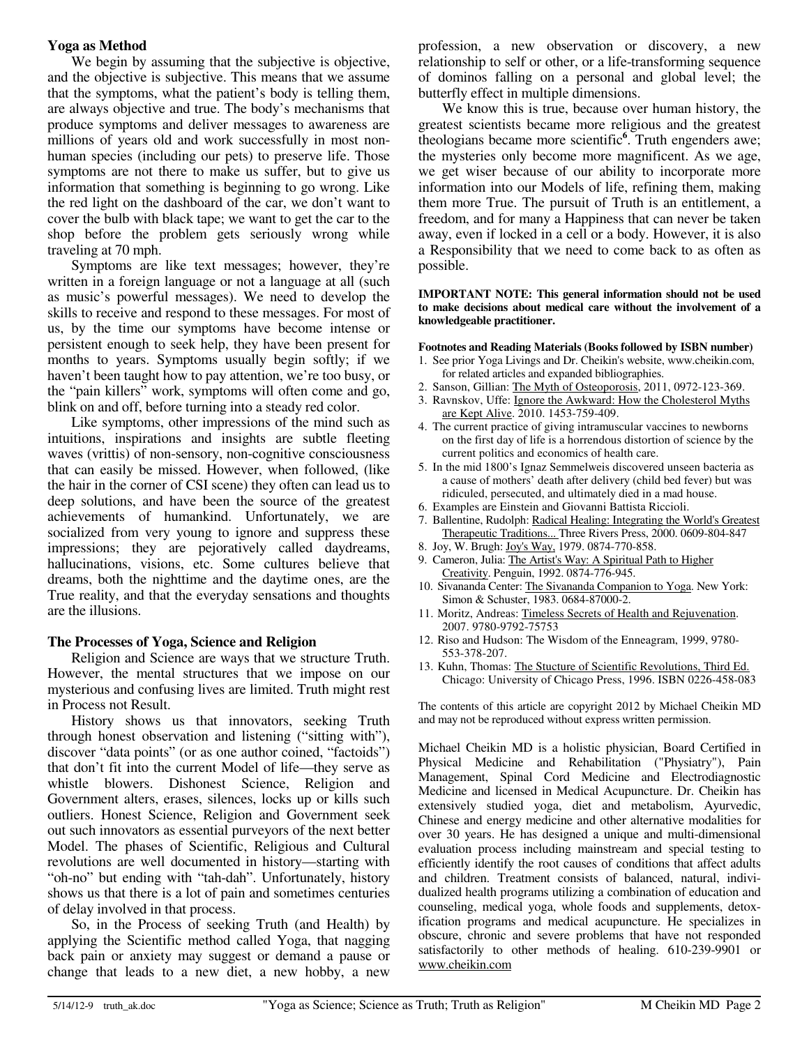## Yoga as Method

We begin by assuming that the subjective is objective, and the objective is subjective. This means that we assume that the symptoms, what the patient's body is telling them, are always objective and true. The body's mechanisms that produce symptoms and deliver messages to awareness are millions of years old and work successfully in most non-human species (including our pets) to preserve life. Those symptoms are not there to make us suffer, but to give us information that something is beginning to go wrong. Like the red light on the dashboard of the car, we don't want to cover the bulb with black tape; we want to get the car to the shop before the problem gets seriously wrong while traveling at 70 mph.

Symptoms are like text messages; however, they're written in a foreign language or not a language at all (such as music's powerful messages). We need to develop the skills to receive and respond to these messages. For most of us, by the time our symptoms have become intense or persistent enough to seek help, they have been present for months to years. Symptoms usually begin softly; if we haven't been taught how to pay attention, we're too busy, or the "pain killers" work, symptoms will often come and go, blink on and off, before turning into a steady red color.

Like symptoms, other impressions of the mind such as intuitions, inspirations and insights are subtle fleeting waves (vrittis) of non-sensory, non-cognitive consciousness that can easily be missed. However, when followed, (like the hair in the corner of CSI scene) they often can lead us to deep solutions, and have been the source of the greatest achievements of humankind. Unfortunately, we are socialized from very young to ignore and suppress these impressions; they are pejoratively called daydreams, hallucinations, visions, etc. Some cultures believe that dreams, both the nighttime and the daytime ones, are the True reality, and that the everyday sensations and thoughts are the illusions.

## The Processes of Yoga, Science and Religion

Religion and Science are ways that we structure Truth. However, the mental structures that we impose on our mysterious and confusing lives are limited. Truth might rest in Process not Result.

History shows us that innovators, seeking Truth through honest observation and listening ("sitting with"), discover "data points" (or as one author coined, "factoids") that don't fit into the current Model of life—they serve as whistle blowers. Dishonest Science, Religion and Government alters, erases, silences, locks up or kills such outliers. Honest Science, Religion and Government seek out such innovators as essential purveyors of the next better Model. The phases of Scientific, Religious and Cultural revolutions are well documented in history—starting with "oh-no" but ending with "tah-dah". Unfortunately, history shows us that there is a lot of pain and sometimes centuries of delay involved in that process.

So, in the Process of seeking Truth (and Health) by applying the Scientific method called Yoga, that nagging back pain or anxiety may suggest or demand a pause or change that leads to a new diet, a new hobby, a new profession, a new observation or discovery, a new relationship to self or other, or a life-transforming sequence of dominos falling on a personal and global level; the butterfly effect in multiple dimensions.

We know this is true, because over human history, the greatest scientists became more religious and the greatest theologians became more scientific[6]. Truth engenders awe; the mysteries only become more magnificent. As we age, we get wiser because of our ability to incorporate more information into our Models of life, refining them, making them more True. The pursuit of Truth is an entitlement, a freedom, and for many a Happiness that can never be taken away, even if locked in a cell or a body. However, it is also a Responsibility that we need to come back to as often as possible.

**IMPORTANT NOTE: This general information should not be used to make decisions about medical care without the involvement of a knowledgeable practitioner.**

**Footnotes and Reading Materials (Books followed by ISBN number)**

1. See prior Yoga Livings and Dr. Cheikin's website, www.cheikin.com, for related articles and expanded bibliographies.
2. Sanson, Gillian: The Myth of Osteoporosis, 2011, 0972-123-369.
3. Ravnskov, Uffe: Ignore the Awkward: How the Cholesterol Myths are Kept Alive. 2010. 1453-759-409.
4. The current practice of giving intramuscular vaccines to newborns on the first day of life is a horrendous distortion of science by the current politics and economics of health care.
5. In the mid 1800's Ignaz Semmelweis discovered unseen bacteria as a cause of mothers' death after delivery (child bed fever) but was ridiculed, persecuted, and ultimately died in a mad house.
6. Examples are Einstein and Giovanni Battista Riccioli.
7. Ballentine, Rudolph: Radical Healing: Integrating the World's Greatest Therapeutic Traditions... Three Rivers Press, 2000. 0609-804-847
8. Joy, W. Brugh: Joy's Way, 1979. 0874-770-858.
9. Cameron, Julia: The Artist's Way: A Spiritual Path to Higher Creativity. Penguin, 1992. 0874-776-945.
10. Sivananda Center: The Sivananda Companion to Yoga. New York: Simon & Schuster, 1983. 0684-87000-2.
11. Moritz, Andreas: Timeless Secrets of Health and Rejuvenation. 2007. 9780-9792-75753
12. Riso and Hudson: The Wisdom of the Enneagram, 1999, 9780-553-378-207.
13. Kuhn, Thomas: The Stucture of Scientific Revolutions, Third Ed. Chicago: University of Chicago Press, 1996. ISBN 0226-458-083

The contents of this article are copyright 2012 by Michael Cheikin MD and may not be reproduced without express written permission.

Michael Cheikin MD is a holistic physician, Board Certified in Physical Medicine and Rehabilitation ("Physiatry"), Pain Management, Spinal Cord Medicine and Electrodiagnostic Medicine and licensed in Medical Acupuncture. Dr. Cheikin has extensively studied yoga, diet and metabolism, Ayurvedic, Chinese and energy medicine and other alternative modalities for over 30 years. He has designed a unique and multi-dimensional evaluation process including mainstream and special testing to efficiently identify the root causes of conditions that affect adults and children. Treatment consists of balanced, natural, individualized health programs utilizing a combination of education and counseling, medical yoga, whole foods and supplements, detoxification programs and medical acupuncture. He specializes in obscure, chronic and severe problems that have not responded satisfactorily to other methods of healing. 610-239-9901 or www.cheikin.com